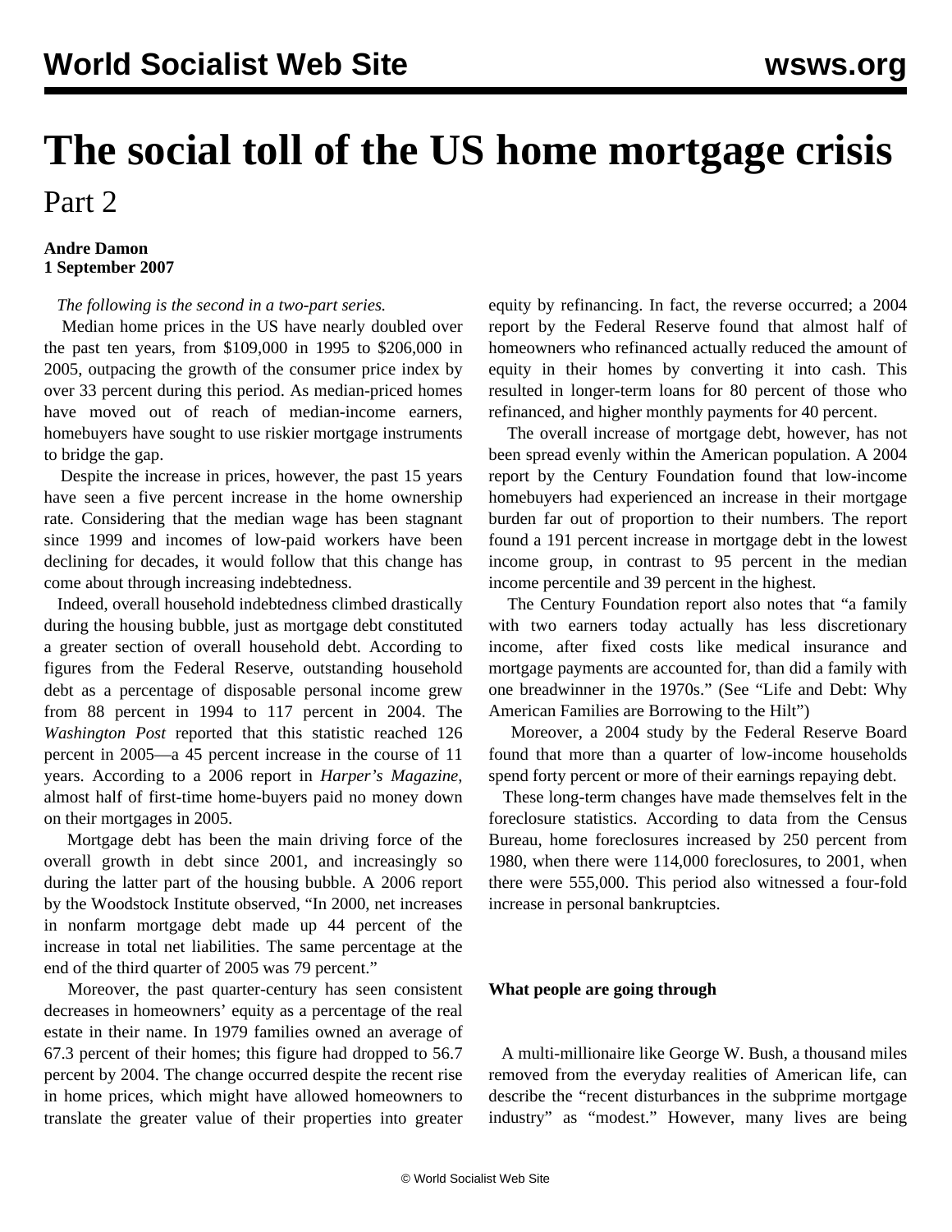# The social toll of the US home mortgage crisis

Part 2

**Andre Damon**
**1 September 2007**

*The following is the second in a two-part series.*

Median home prices in the US have nearly doubled over the past ten years, from $109,000 in 1995 to $206,000 in 2005, outpacing the growth of the consumer price index by over 33 percent during this period. As median-priced homes have moved out of reach of median-income earners, homebuyers have sought to use riskier mortgage instruments to bridge the gap.

Despite the increase in prices, however, the past 15 years have seen a five percent increase in the home ownership rate. Considering that the median wage has been stagnant since 1999 and incomes of low-paid workers have been declining for decades, it would follow that this change has come about through increasing indebtedness.

Indeed, overall household indebtedness climbed drastically during the housing bubble, just as mortgage debt constituted a greater section of overall household debt. According to figures from the Federal Reserve, outstanding household debt as a percentage of disposable personal income grew from 88 percent in 1994 to 117 percent in 2004. The *Washington Post* reported that this statistic reached 126 percent in 2005—a 45 percent increase in the course of 11 years. According to a 2006 report in *Harper's Magazine*, almost half of first-time home-buyers paid no money down on their mortgages in 2005.

Mortgage debt has been the main driving force of the overall growth in debt since 2001, and increasingly so during the latter part of the housing bubble. A 2006 report by the Woodstock Institute observed, "In 2000, net increases in nonfarm mortgage debt made up 44 percent of the increase in total net liabilities. The same percentage at the end of the third quarter of 2005 was 79 percent."

Moreover, the past quarter-century has seen consistent decreases in homeowners' equity as a percentage of the real estate in their name. In 1979 families owned an average of 67.3 percent of their homes; this figure had dropped to 56.7 percent by 2004. The change occurred despite the recent rise in home prices, which might have allowed homeowners to translate the greater value of their properties into greater equity by refinancing. In fact, the reverse occurred; a 2004 report by the Federal Reserve found that almost half of homeowners who refinanced actually reduced the amount of equity in their homes by converting it into cash. This resulted in longer-term loans for 80 percent of those who refinanced, and higher monthly payments for 40 percent.

The overall increase of mortgage debt, however, has not been spread evenly within the American population. A 2004 report by the Century Foundation found that low-income homebuyers had experienced an increase in their mortgage burden far out of proportion to their numbers. The report found a 191 percent increase in mortgage debt in the lowest income group, in contrast to 95 percent in the median income percentile and 39 percent in the highest.

The Century Foundation report also notes that "a family with two earners today actually has less discretionary income, after fixed costs like medical insurance and mortgage payments are accounted for, than did a family with one breadwinner in the 1970s." (See "Life and Debt: Why American Families are Borrowing to the Hilt")

Moreover, a 2004 study by the Federal Reserve Board found that more than a quarter of low-income households spend forty percent or more of their earnings repaying debt.

These long-term changes have made themselves felt in the foreclosure statistics. According to data from the Census Bureau, home foreclosures increased by 250 percent from 1980, when there were 114,000 foreclosures, to 2001, when there were 555,000. This period also witnessed a four-fold increase in personal bankruptcies.

**What people are going through**

A multi-millionaire like George W. Bush, a thousand miles removed from the everyday realities of American life, can describe the "recent disturbances in the subprime mortgage industry" as "modest." However, many lives are being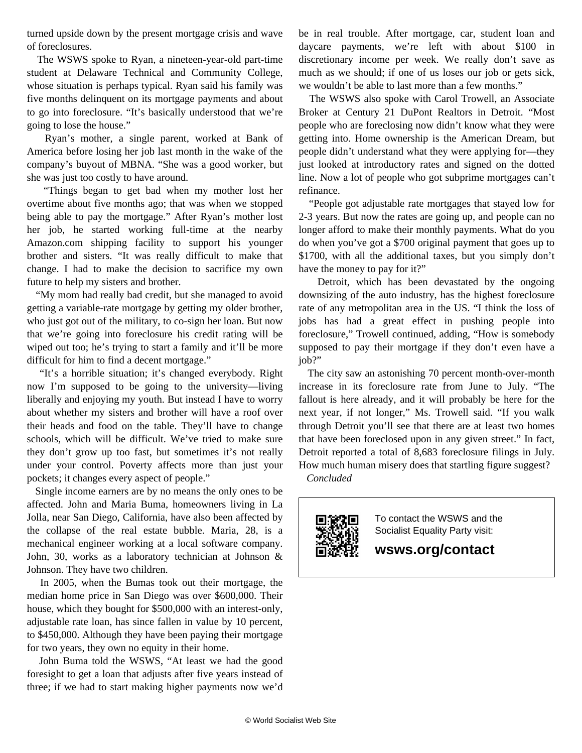turned upside down by the present mortgage crisis and wave of foreclosures.

The WSWS spoke to Ryan, a nineteen-year-old part-time student at Delaware Technical and Community College, whose situation is perhaps typical. Ryan said his family was five months delinquent on its mortgage payments and about to go into foreclosure. "It's basically understood that we're going to lose the house."

Ryan's mother, a single parent, worked at Bank of America before losing her job last month in the wake of the company's buyout of MBNA. "She was a good worker, but she was just too costly to have around.

"Things began to get bad when my mother lost her overtime about five months ago; that was when we stopped being able to pay the mortgage." After Ryan's mother lost her job, he started working full-time at the nearby Amazon.com shipping facility to support his younger brother and sisters. "It was really difficult to make that change. I had to make the decision to sacrifice my own future to help my sisters and brother.

"My mom had really bad credit, but she managed to avoid getting a variable-rate mortgage by getting my older brother, who just got out of the military, to co-sign her loan. But now that we're going into foreclosure his credit rating will be wiped out too; he's trying to start a family and it'll be more difficult for him to find a decent mortgage."

"It's a horrible situation; it's changed everybody. Right now I'm supposed to be going to the university—living liberally and enjoying my youth. But instead I have to worry about whether my sisters and brother will have a roof over their heads and food on the table. They'll have to change schools, which will be difficult. We've tried to make sure they don't grow up too fast, but sometimes it's not really under your control. Poverty affects more than just your pockets; it changes every aspect of people."

Single income earners are by no means the only ones to be affected. John and Maria Buma, homeowners living in La Jolla, near San Diego, California, have also been affected by the collapse of the real estate bubble. Maria, 28, is a mechanical engineer working at a local software company. John, 30, works as a laboratory technician at Johnson & Johnson. They have two children.

In 2005, when the Bumas took out their mortgage, the median home price in San Diego was over $600,000. Their house, which they bought for $500,000 with an interest-only, adjustable rate loan, has since fallen in value by 10 percent, to $450,000. Although they have been paying their mortgage for two years, they own no equity in their home.

John Buma told the WSWS, "At least we had the good foresight to get a loan that adjusts after five years instead of three; if we had to start making higher payments now we'd be in real trouble. After mortgage, car, student loan and daycare payments, we're left with about $100 in discretionary income per week. We really don't save as much as we should; if one of us loses our job or gets sick, we wouldn't be able to last more than a few months."

The WSWS also spoke with Carol Trowell, an Associate Broker at Century 21 DuPont Realtors in Detroit. "Most people who are foreclosing now didn't know what they were getting into. Home ownership is the American Dream, but people didn't understand what they were applying for—they just looked at introductory rates and signed on the dotted line. Now a lot of people who got subprime mortgages can't refinance.

"People got adjustable rate mortgages that stayed low for 2-3 years. But now the rates are going up, and people can no longer afford to make their monthly payments. What do you do when you've got a $700 original payment that goes up to $1700, with all the additional taxes, but you simply don't have the money to pay for it?"

Detroit, which has been devastated by the ongoing downsizing of the auto industry, has the highest foreclosure rate of any metropolitan area in the US. "I think the loss of jobs has had a great effect in pushing people into foreclosure," Trowell continued, adding, "How is somebody supposed to pay their mortgage if they don't even have a job?"

The city saw an astonishing 70 percent month-over-month increase in its foreclosure rate from June to July. "The fallout is here already, and it will probably be here for the next year, if not longer," Ms. Trowell said. "If you walk through Detroit you'll see that there are at least two homes that have been foreclosed upon in any given street." In fact, Detroit reported a total of 8,683 foreclosure filings in July. How much human misery does that startling figure suggest?

*Concluded*

To contact the WSWS and the Socialist Equality Party visit:

**wsws.org/contact**